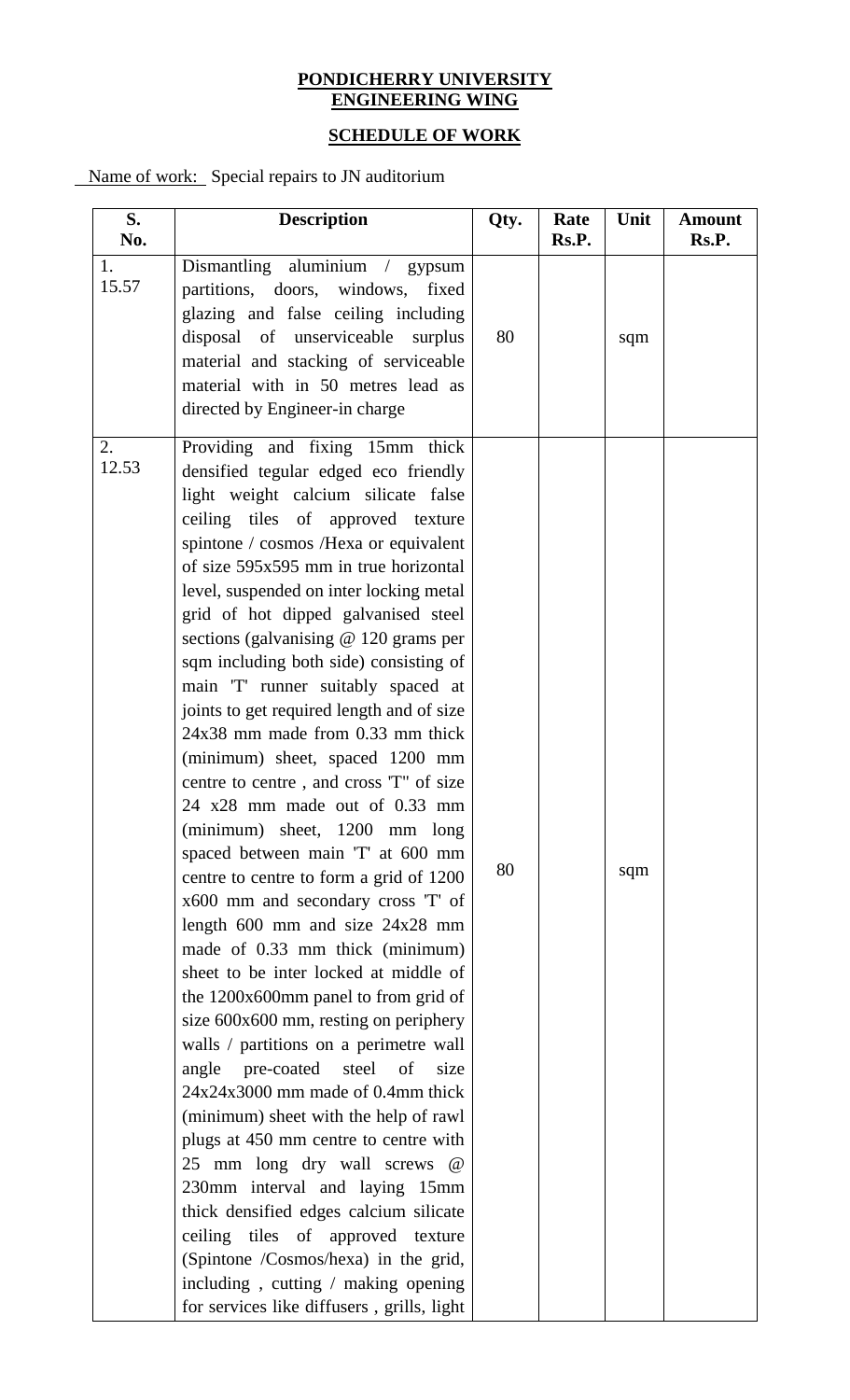**PONDICHERRY UNIVERSITY**
**ENGINEERING WING**

**SCHEDULE OF WORK**

Name of work: Special repairs to JN auditorium

| S. No. | Description | Qty. | Rate Rs.P. | Unit | Amount Rs.P. |
|---|---|---|---|---|---|
| 1. 15.57 | Dismantling aluminium / gypsum partitions, doors, windows, fixed glazing and false ceiling including disposal of unserviceable surplus material and stacking of serviceable material with in 50 metres lead as directed by Engineer-in charge | 80 | | sqm | |
| 2. 12.53 | Providing and fixing 15mm thick densified tegular edged eco friendly light weight calcium silicate false ceiling tiles of approved texture spintone / cosmos /Hexa or equivalent of size 595x595 mm in true horizontal level, suspended on inter locking metal grid of hot dipped galvanised steel sections (galvanising @ 120 grams per sqm including both side) consisting of main 'T' runner suitably spaced at joints to get required length and of size 24x38 mm made from 0.33 mm thick (minimum) sheet, spaced 1200 mm centre to centre , and cross 'T" of size 24 x28 mm made out of 0.33 mm (minimum) sheet, 1200 mm long spaced between main 'T' at 600 mm centre to centre to form a grid of 1200 x600 mm and secondary cross 'T' of length 600 mm and size 24x28 mm made of 0.33 mm thick (minimum) sheet to be inter locked at middle of the 1200x600mm panel to from grid of size 600x600 mm, resting on periphery walls / partitions on a perimetre wall angle pre-coated steel of size 24x24x3000 mm made of 0.4mm thick (minimum) sheet with the help of rawl plugs at 450 mm centre to centre with 25 mm long dry wall screws @ 230mm interval and laying 15mm thick densified edges calcium silicate ceiling tiles of approved texture (Spintone /Cosmos/hexa) in the grid, including , cutting / making opening for services like diffusers , grills, light | 80 | | sqm | |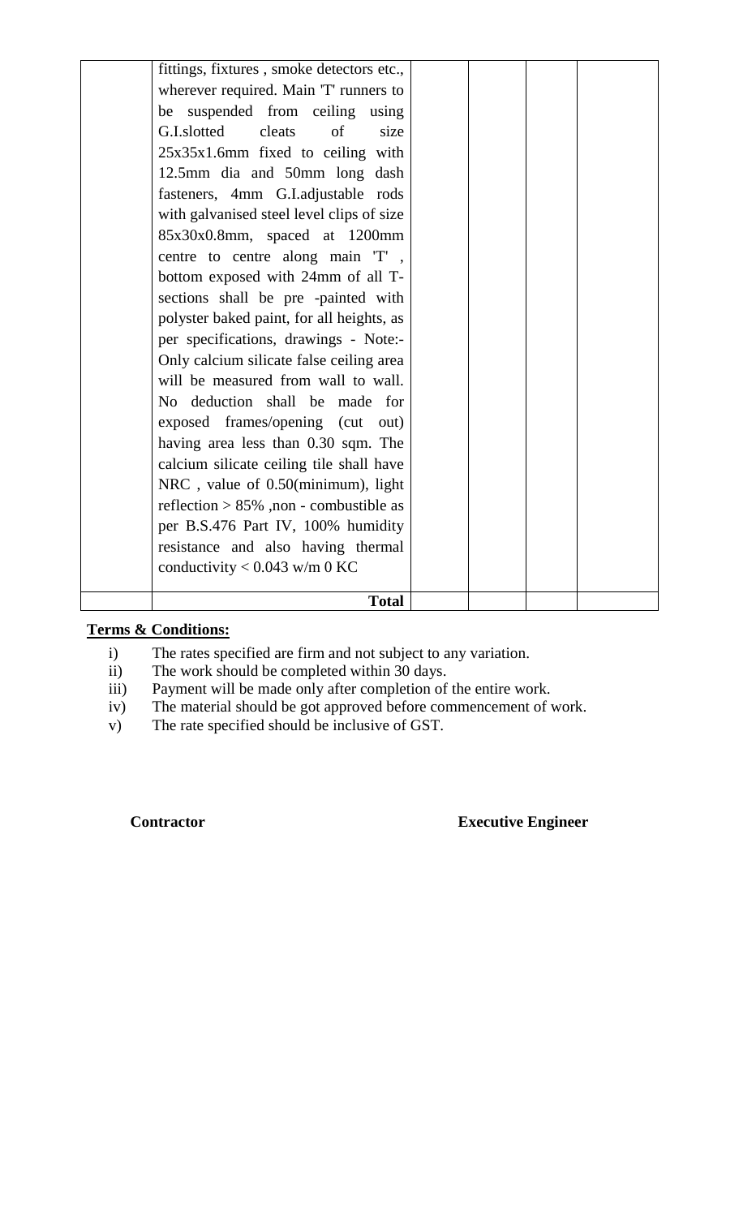| | | | | | |
|---|---|---|---|---|---|
| | fittings, fixtures , smoke detectors etc., wherever required. Main 'T' runners to be suspended from ceiling using G.I.slotted cleats of size 25x35x1.6mm fixed to ceiling with 12.5mm dia and 50mm long dash fasteners, 4mm G.I.adjustable rods with galvanised steel level clips of size 85x30x0.8mm, spaced at 1200mm centre to centre along main 'T' , bottom exposed with 24mm of all T-sections shall be pre -painted with polyster baked paint, for all heights, as per specifications, drawings - Note:- Only calcium silicate false ceiling area will be measured from wall to wall. No deduction shall be made for exposed frames/opening (cut out) having area less than 0.30 sqm. The calcium silicate ceiling tile shall have NRC , value of 0.50(minimum), light reflection > 85% ,non - combustible as per B.S.476 Part IV, 100% humidity resistance and also having thermal conductivity < 0.043 w/m 0 KC | | | | |
| | **Total** | | | | |

**Terms & Conditions:**

i) The rates specified are firm and not subject to any variation.
ii) The work should be completed within 30 days.
iii) Payment will be made only after completion of the entire work.
iv) The material should be got approved before commencement of work.
v) The rate specified should be inclusive of GST.

**Contractor** **Executive Engineer**